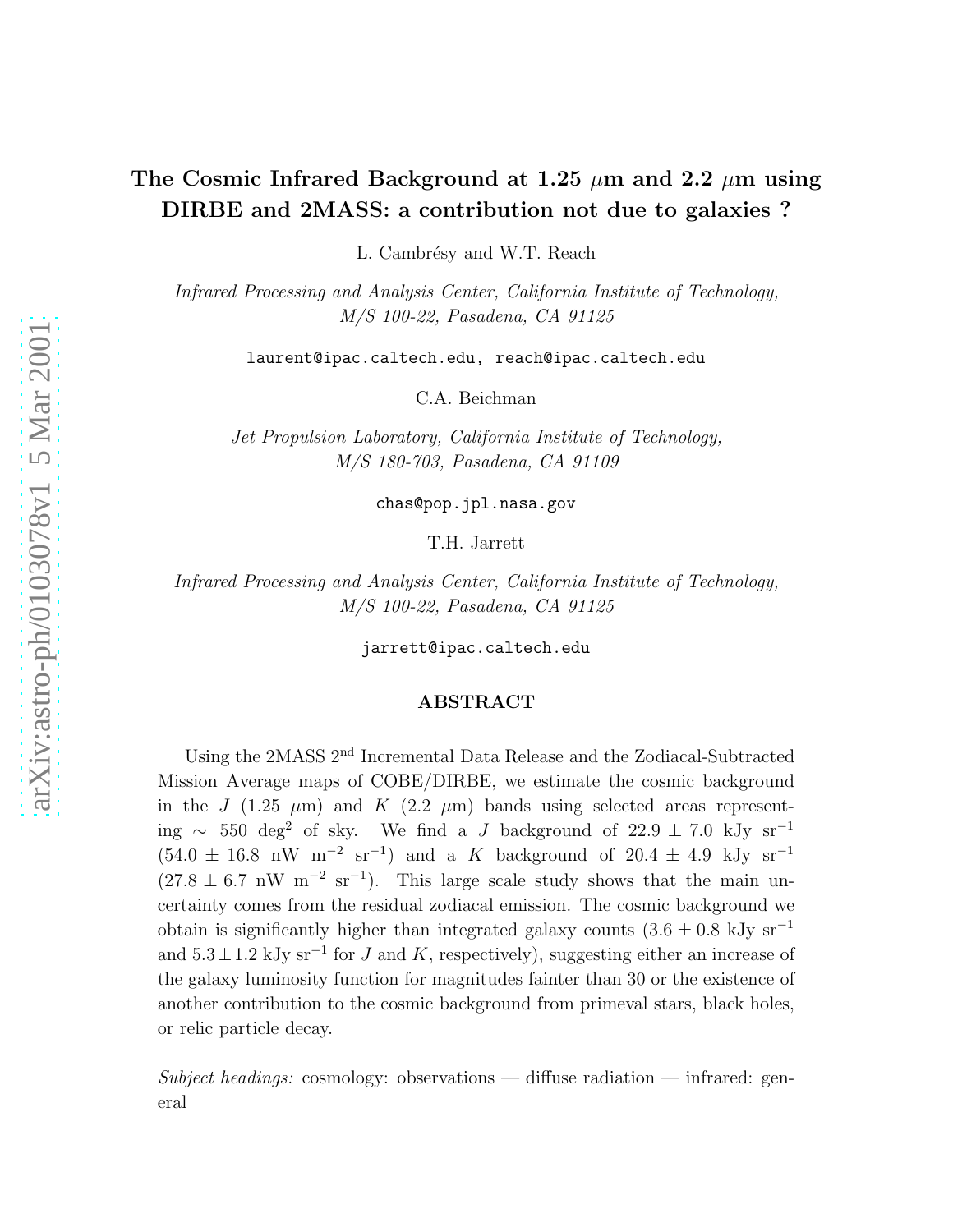# The Cosmic Infrared Background at 1.25 $\mu$m and 2.2 $\mu$m using DIRBE and 2MASS: a contribution not due to galaxies ?

L. Cambrésy and W.T. Reach

*Infrared Processing and Analysis Center, California Institute of Technology, M/S 100-22, Pasadena, CA 91125*

`laurent@ipac.caltech.edu, reach@ipac.caltech.edu`

C.A. Beichman

*Jet Propulsion Laboratory, California Institute of Technology, M/S 180-703, Pasadena, CA 91109*

`chas@pop.jpl.nasa.gov`

T.H. Jarrett

*Infrared Processing and Analysis Center, California Institute of Technology, M/S 100-22, Pasadena, CA 91125*

`jarrett@ipac.caltech.edu`

## ABSTRACT

Using the 2MASS 2$^{\rm nd}$ Incremental Data Release and the Zodiacal-Subtracted Mission Average maps of COBE/DIRBE, we estimate the cosmic background in the $J$ (1.25 $\mu$m) and $K$ (2.2 $\mu$m) bands using selected areas representing $\sim$ 550 deg$^2$ of sky. We find a $J$ background of 22.9 $\pm$ 7.0 kJy sr$^{-1}$ (54.0 $\pm$ 16.8 nW m$^{-2}$ sr$^{-1}$) and a $K$ background of 20.4 $\pm$ 4.9 kJy sr$^{-1}$ (27.8 $\pm$ 6.7 nW m$^{-2}$ sr$^{-1}$). This large scale study shows that the main uncertainty comes from the residual zodiacal emission. The cosmic background we obtain is significantly higher than integrated galaxy counts (3.6 $\pm$ 0.8 kJy sr$^{-1}$ and 5.3 $\pm$ 1.2 kJy sr$^{-1}$ for $J$ and $K$, respectively), suggesting either an increase of the galaxy luminosity function for magnitudes fainter than 30 or the existence of another contribution to the cosmic background from primeval stars, black holes, or relic particle decay.

*Subject headings:* cosmology: observations — diffuse radiation — infrared: general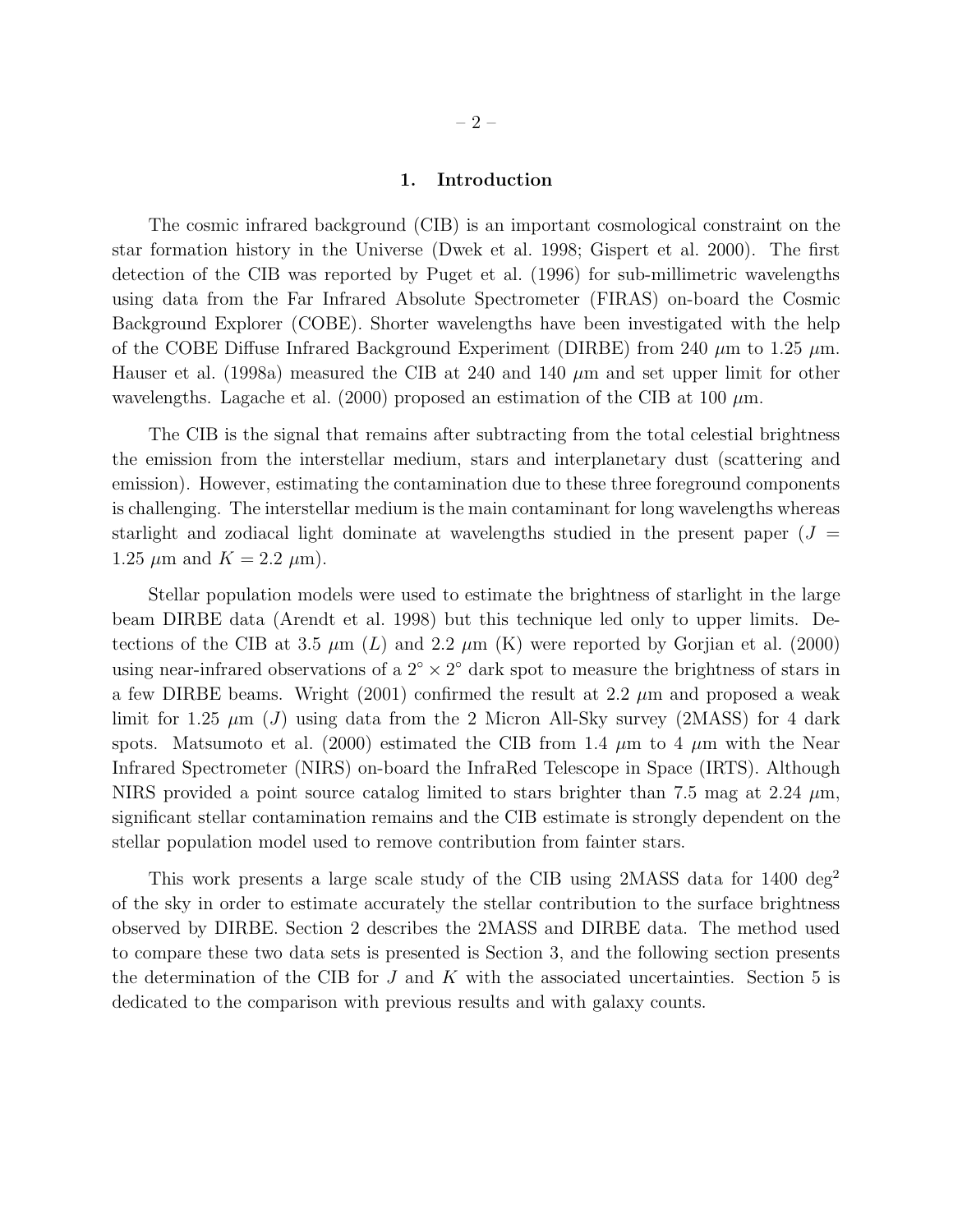## 1. Introduction

The cosmic infrared background (CIB) is an important cosmological constraint on the star formation history in the Universe (Dwek et al. 1998; Gispert et al. 2000). The first detection of the CIB was reported by Puget et al. (1996) for sub-millimetric wavelengths using data from the Far Infrared Absolute Spectrometer (FIRAS) on-board the Cosmic Background Explorer (COBE). Shorter wavelengths have been investigated with the help of the COBE Diffuse Infrared Background Experiment (DIRBE) from 240 $\mu$m to 1.25 $\mu$m. Hauser et al. (1998a) measured the CIB at 240 and 140 $\mu$m and set upper limit for other wavelengths. Lagache et al. (2000) proposed an estimation of the CIB at 100 $\mu$m.

The CIB is the signal that remains after subtracting from the total celestial brightness the emission from the interstellar medium, stars and interplanetary dust (scattering and emission). However, estimating the contamination due to these three foreground components is challenging. The interstellar medium is the main contaminant for long wavelengths whereas starlight and zodiacal light dominate at wavelengths studied in the present paper ($J = 1.25$ $\mu$m and $K = 2.2$ $\mu$m).

Stellar population models were used to estimate the brightness of starlight in the large beam DIRBE data (Arendt et al. 1998) but this technique led only to upper limits. Detections of the CIB at 3.5 $\mu$m ($L$) and 2.2 $\mu$m (K) were reported by Gorjian et al. (2000) using near-infrared observations of a $2^\circ \times 2^\circ$ dark spot to measure the brightness of stars in a few DIRBE beams. Wright (2001) confirmed the result at 2.2 $\mu$m and proposed a weak limit for 1.25 $\mu$m ($J$) using data from the 2 Micron All-Sky survey (2MASS) for 4 dark spots. Matsumoto et al. (2000) estimated the CIB from 1.4 $\mu$m to 4 $\mu$m with the Near Infrared Spectrometer (NIRS) on-board the InfraRed Telescope in Space (IRTS). Although NIRS provided a point source catalog limited to stars brighter than 7.5 mag at 2.24 $\mu$m, significant stellar contamination remains and the CIB estimate is strongly dependent on the stellar population model used to remove contribution from fainter stars.

This work presents a large scale study of the CIB using 2MASS data for 1400 deg$^2$ of the sky in order to estimate accurately the stellar contribution to the surface brightness observed by DIRBE. Section 2 describes the 2MASS and DIRBE data. The method used to compare these two data sets is presented is Section 3, and the following section presents the determination of the CIB for $J$ and $K$ with the associated uncertainties. Section 5 is dedicated to the comparison with previous results and with galaxy counts.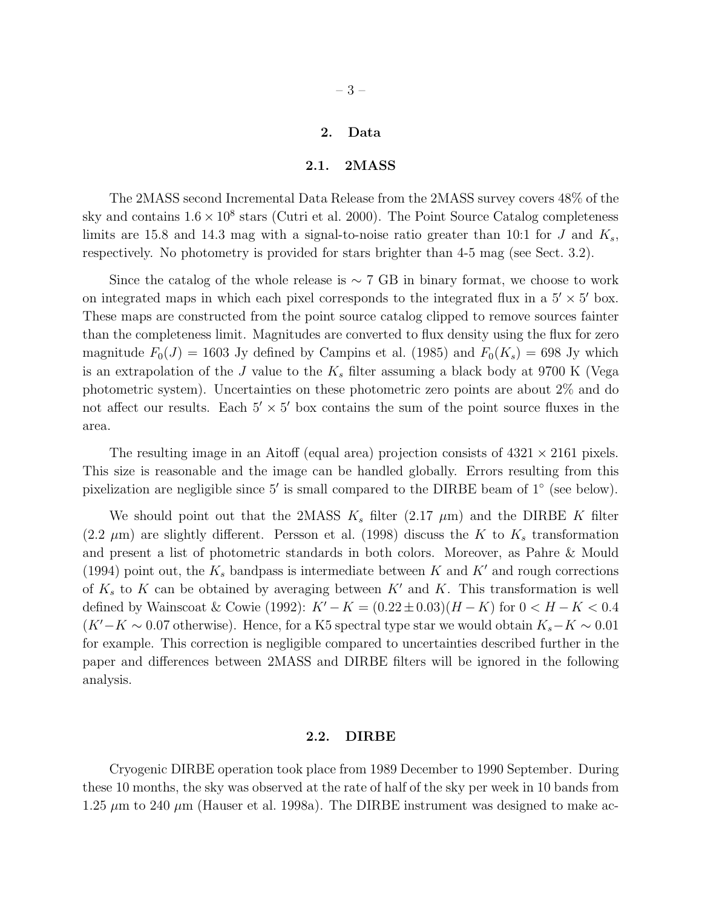## 2. Data

### 2.1. 2MASS

The 2MASS second Incremental Data Release from the 2MASS survey covers 48% of the sky and contains $1.6 \times 10^8$ stars (Cutri et al. 2000). The Point Source Catalog completeness limits are 15.8 and 14.3 mag with a signal-to-noise ratio greater than 10:1 for $J$ and $K_s$, respectively. No photometry is provided for stars brighter than 4-5 mag (see Sect. 3.2).

Since the catalog of the whole release is $\sim$ 7 GB in binary format, we choose to work on integrated maps in which each pixel corresponds to the integrated flux in a $5' \times 5'$ box. These maps are constructed from the point source catalog clipped to remove sources fainter than the completeness limit. Magnitudes are converted to flux density using the flux for zero magnitude $F_0(J) = 1603$ Jy defined by Campins et al. (1985) and $F_0(K_s) = 698$ Jy which is an extrapolation of the $J$ value to the $K_s$ filter assuming a black body at 9700 K (Vega photometric system). Uncertainties on these photometric zero points are about 2% and do not affect our results. Each $5' \times 5'$ box contains the sum of the point source fluxes in the area.

The resulting image in an Aitoff (equal area) projection consists of $4321 \times 2161$ pixels. This size is reasonable and the image can be handled globally. Errors resulting from this pixelization are negligible since $5'$ is small compared to the DIRBE beam of $1^\circ$ (see below).

We should point out that the 2MASS $K_s$ filter (2.17 $\mu$m) and the DIRBE $K$ filter (2.2 $\mu$m) are slightly different. Persson et al. (1998) discuss the $K$ to $K_s$ transformation and present a list of photometric standards in both colors. Moreover, as Pahre & Mould (1994) point out, the $K_s$ bandpass is intermediate between $K$ and $K'$ and rough corrections of $K_s$ to $K$ can be obtained by averaging between $K'$ and $K$. This transformation is well defined by Wainscoat & Cowie (1992): $K' - K = (0.22 \pm 0.03)(H - K)$ for $0 < H - K < 0.4$ ($K' - K \sim 0.07$ otherwise). Hence, for a K5 spectral type star we would obtain $K_s - K \sim 0.01$ for example. This correction is negligible compared to uncertainties described further in the paper and differences between 2MASS and DIRBE filters will be ignored in the following analysis.

### 2.2. DIRBE

Cryogenic DIRBE operation took place from 1989 December to 1990 September. During these 10 months, the sky was observed at the rate of half of the sky per week in 10 bands from 1.25 $\mu$m to 240 $\mu$m (Hauser et al. 1998a). The DIRBE instrument was designed to make ac-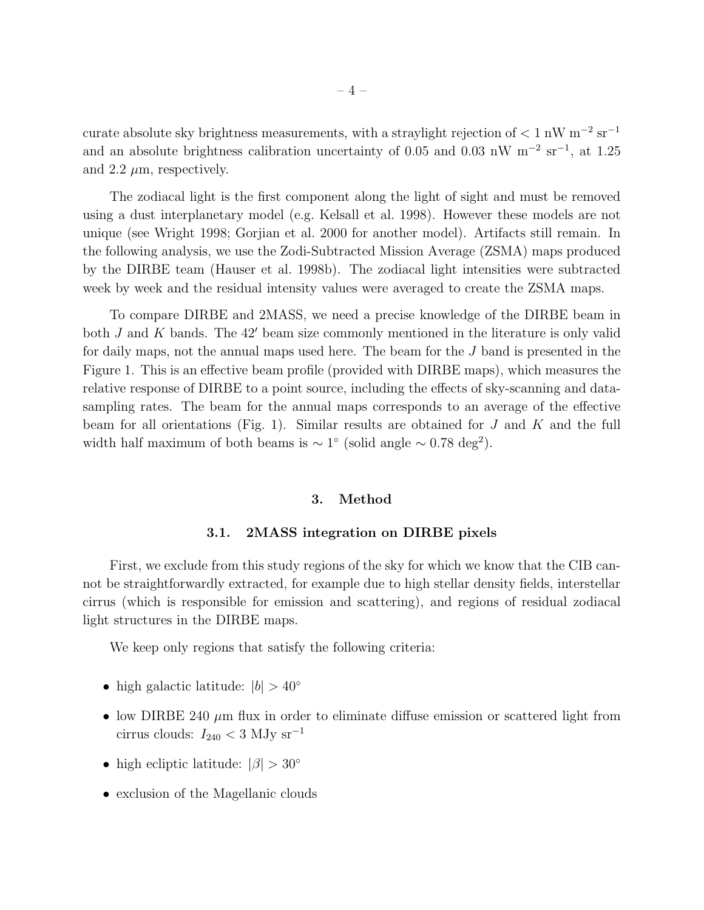curate absolute sky brightness measurements, with a straylight rejection of $< 1$ nW m$^{-2}$ sr$^{-1}$ and an absolute brightness calibration uncertainty of 0.05 and 0.03 nW m$^{-2}$ sr$^{-1}$, at 1.25 and 2.2 $\mu$m, respectively.

The zodiacal light is the first component along the light of sight and must be removed using a dust interplanetary model (e.g. Kelsall et al. 1998). However these models are not unique (see Wright 1998; Gorjian et al. 2000 for another model). Artifacts still remain. In the following analysis, we use the Zodi-Subtracted Mission Average (ZSMA) maps produced by the DIRBE team (Hauser et al. 1998b). The zodiacal light intensities were subtracted week by week and the residual intensity values were averaged to create the ZSMA maps.

To compare DIRBE and 2MASS, we need a precise knowledge of the DIRBE beam in both $J$ and $K$ bands. The $42'$ beam size commonly mentioned in the literature is only valid for daily maps, not the annual maps used here. The beam for the $J$ band is presented in the Figure 1. This is an effective beam profile (provided with DIRBE maps), which measures the relative response of DIRBE to a point source, including the effects of sky-scanning and data-sampling rates. The beam for the annual maps corresponds to an average of the effective beam for all orientations (Fig. 1). Similar results are obtained for $J$ and $K$ and the full width half maximum of both beams is $\sim 1^\circ$ (solid angle $\sim 0.78$ deg$^2$).

## 3. Method

### 3.1. 2MASS integration on DIRBE pixels

First, we exclude from this study regions of the sky for which we know that the CIB cannot be straightforwardly extracted, for example due to high stellar density fields, interstellar cirrus (which is responsible for emission and scattering), and regions of residual zodiacal light structures in the DIRBE maps.

We keep only regions that satisfy the following criteria:

- high galactic latitude: $|b| > 40^\circ$
- low DIRBE 240 $\mu$m flux in order to eliminate diffuse emission or scattered light from cirrus clouds: $I_{240} < 3$ MJy sr$^{-1}$
- high ecliptic latitude: $|\beta| > 30^\circ$
- exclusion of the Magellanic clouds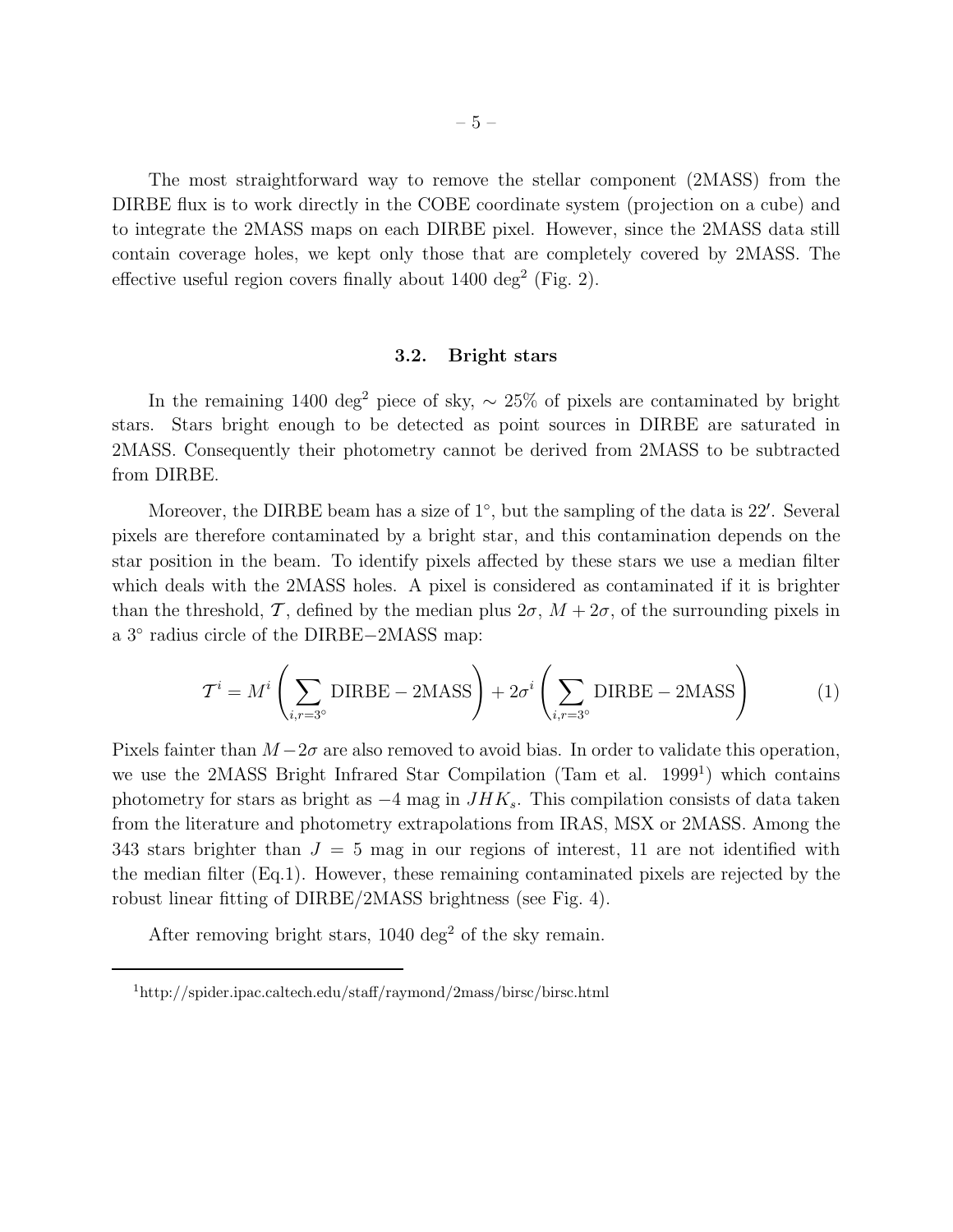The most straightforward way to remove the stellar component (2MASS) from the DIRBE flux is to work directly in the COBE coordinate system (projection on a cube) and to integrate the 2MASS maps on each DIRBE pixel. However, since the 2MASS data still contain coverage holes, we kept only those that are completely covered by 2MASS. The effective useful region covers finally about 1400 deg$^2$ (Fig. 2).

### 3.2. Bright stars

In the remaining 1400 deg$^2$ piece of sky, $\sim 25\%$ of pixels are contaminated by bright stars. Stars bright enough to be detected as point sources in DIRBE are saturated in 2MASS. Consequently their photometry cannot be derived from 2MASS to be subtracted from DIRBE.

Moreover, the DIRBE beam has a size of $1^\circ$, but the sampling of the data is $22'$. Several pixels are therefore contaminated by a bright star, and this contamination depends on the star position in the beam. To identify pixels affected by these stars we use a median filter which deals with the 2MASS holes. A pixel is considered as contaminated if it is brighter than the threshold, $\mathcal{T}$, defined by the median plus $2\sigma$, $M + 2\sigma$, of the surrounding pixels in a $3^\circ$ radius circle of the DIRBE$-$2MASS map:

$$\mathcal{T}^i = M^i\left(\sum_{i,r=3^\circ} \mathrm{DIRBE} - \mathrm{2MASS}\right) + 2\sigma^i\left(\sum_{i,r=3^\circ} \mathrm{DIRBE} - \mathrm{2MASS}\right) \tag{1}$$

Pixels fainter than $M - 2\sigma$ are also removed to avoid bias. In order to validate this operation, we use the 2MASS Bright Infrared Star Compilation (Tam et al. 1999[1]) which contains photometry for stars as bright as $-4$ mag in $JHK_s$. This compilation consists of data taken from the literature and photometry extrapolations from IRAS, MSX or 2MASS. Among the 343 stars brighter than $J = 5$ mag in our regions of interest, 11 are not identified with the median filter (Eq.1). However, these remaining contaminated pixels are rejected by the robust linear fitting of DIRBE/2MASS brightness (see Fig. 4).

After removing bright stars, 1040 deg$^2$ of the sky remain.

[1] http://spider.ipac.caltech.edu/staff/raymond/2mass/birsc/birsc.html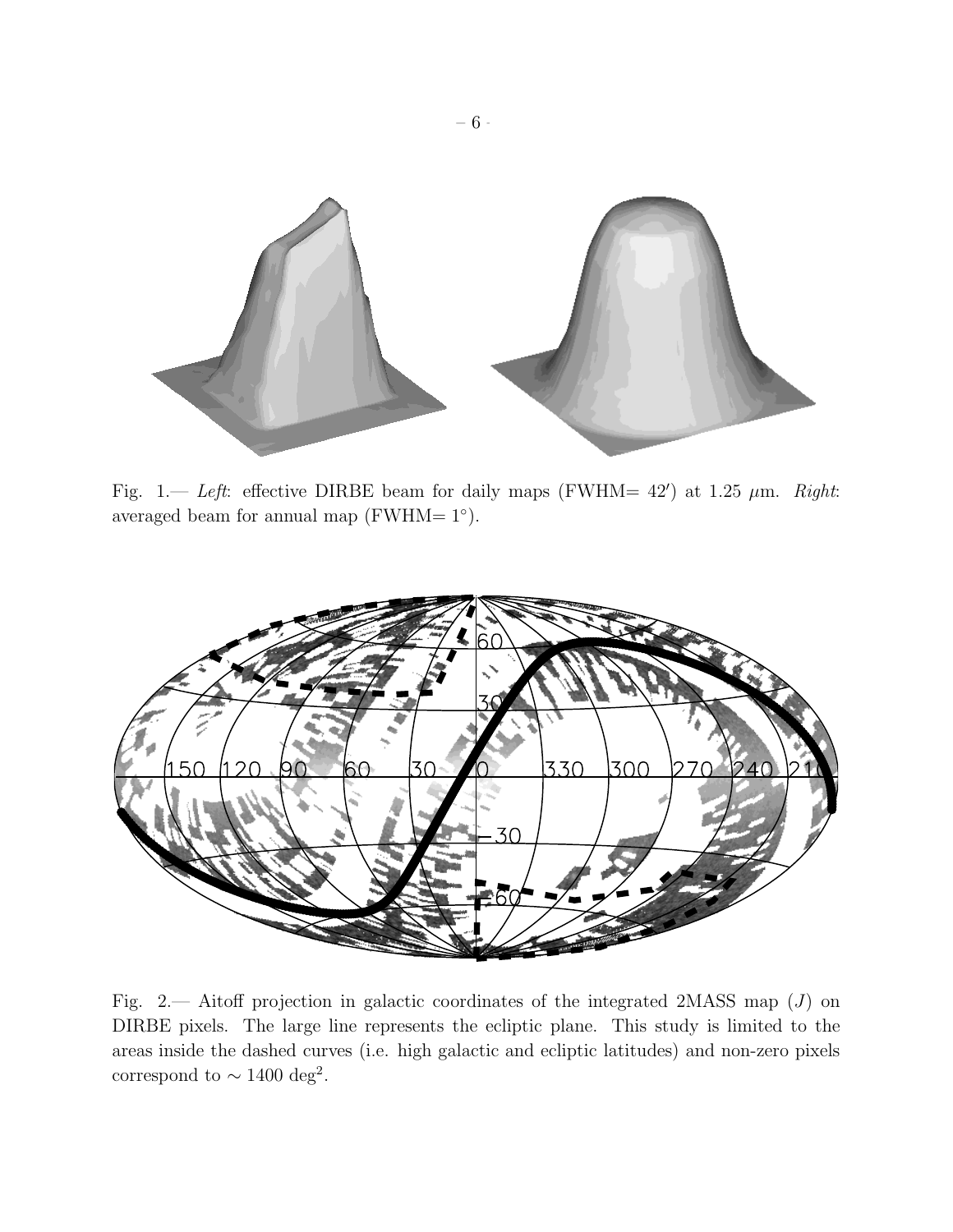Fig. 1.— *Left*: effective DIRBE beam for daily maps (FWHM= 42′) at 1.25 $\mu$m. *Right*: averaged beam for annual map (FWHM= 1°).

Fig. 2.— Aitoff projection in galactic coordinates of the integrated 2MASS map ($J$) on DIRBE pixels. The large line represents the ecliptic plane. This study is limited to the areas inside the dashed curves (i.e. high galactic and ecliptic latitudes) and non-zero pixels correspond to $\sim 1400$ deg$^2$.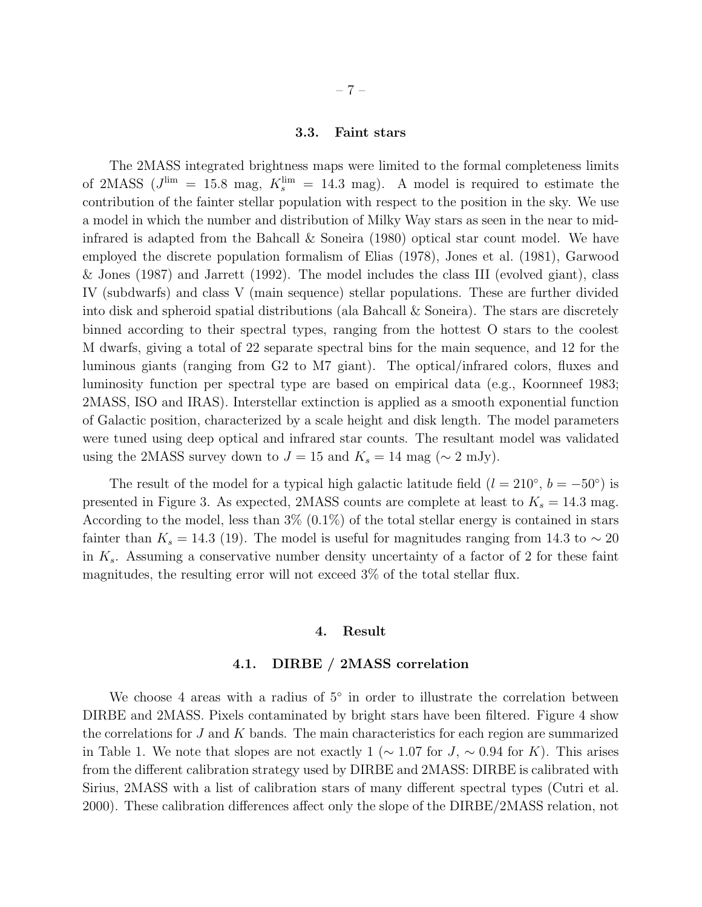### 3.3. Faint stars

The 2MASS integrated brightness maps were limited to the formal completeness limits of 2MASS ($J^{\rm lim}$ = 15.8 mag, $K_s^{\rm lim}$ = 14.3 mag). A model is required to estimate the contribution of the fainter stellar population with respect to the position in the sky. We use a model in which the number and distribution of Milky Way stars as seen in the near to mid-infrared is adapted from the Bahcall & Soneira (1980) optical star count model. We have employed the discrete population formalism of Elias (1978), Jones et al. (1981), Garwood & Jones (1987) and Jarrett (1992). The model includes the class III (evolved giant), class IV (subdwarfs) and class V (main sequence) stellar populations. These are further divided into disk and spheroid spatial distributions (ala Bahcall & Soneira). The stars are discretely binned according to their spectral types, ranging from the hottest O stars to the coolest M dwarfs, giving a total of 22 separate spectral bins for the main sequence, and 12 for the luminous giants (ranging from G2 to M7 giant). The optical/infrared colors, fluxes and luminosity function per spectral type are based on empirical data (e.g., Koornneef 1983; 2MASS, ISO and IRAS). Interstellar extinction is applied as a smooth exponential function of Galactic position, characterized by a scale height and disk length. The model parameters were tuned using deep optical and infrared star counts. The resultant model was validated using the 2MASS survey down to $J = 15$ and $K_s = 14$ mag ($\sim 2$ mJy).

The result of the model for a typical high galactic latitude field ($l = 210^\circ$, $b = -50^\circ$) is presented in Figure 3. As expected, 2MASS counts are complete at least to $K_s = 14.3$ mag. According to the model, less than 3% (0.1%) of the total stellar energy is contained in stars fainter than $K_s = 14.3$ (19). The model is useful for magnitudes ranging from 14.3 to $\sim 20$ in $K_s$. Assuming a conservative number density uncertainty of a factor of 2 for these faint magnitudes, the resulting error will not exceed 3% of the total stellar flux.

## 4. Result

### 4.1. DIRBE / 2MASS correlation

We choose 4 areas with a radius of $5^\circ$ in order to illustrate the correlation between DIRBE and 2MASS. Pixels contaminated by bright stars have been filtered. Figure 4 show the correlations for $J$ and $K$ bands. The main characteristics for each region are summarized in Table 1. We note that slopes are not exactly 1 ($\sim 1.07$ for $J$, $\sim 0.94$ for $K$). This arises from the different calibration strategy used by DIRBE and 2MASS: DIRBE is calibrated with Sirius, 2MASS with a list of calibration stars of many different spectral types (Cutri et al. 2000). These calibration differences affect only the slope of the DIRBE/2MASS relation, not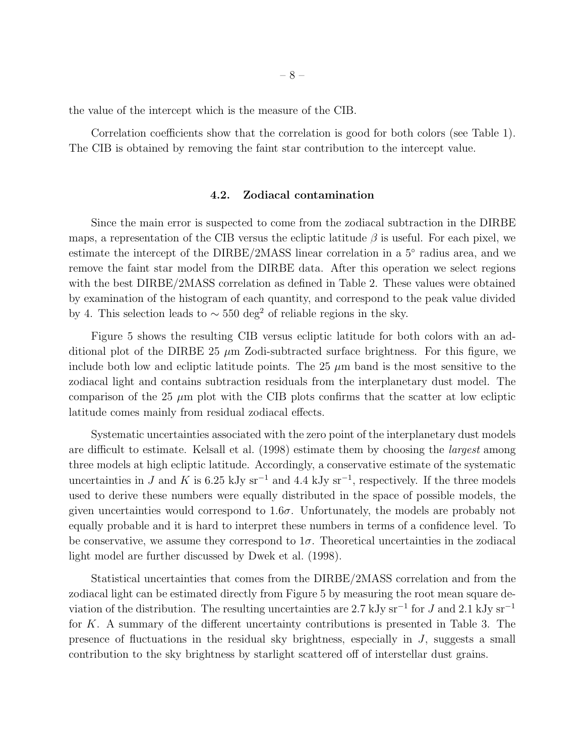the value of the intercept which is the measure of the CIB.

Correlation coefficients show that the correlation is good for both colors (see Table 1). The CIB is obtained by removing the faint star contribution to the intercept value.

### 4.2. Zodiacal contamination

Since the main error is suspected to come from the zodiacal subtraction in the DIRBE maps, a representation of the CIB versus the ecliptic latitude $\beta$ is useful. For each pixel, we estimate the intercept of the DIRBE/2MASS linear correlation in a $5^{\circ}$ radius area, and we remove the faint star model from the DIRBE data. After this operation we select regions with the best DIRBE/2MASS correlation as defined in Table 2. These values were obtained by examination of the histogram of each quantity, and correspond to the peak value divided by 4. This selection leads to $\sim 550$ deg$^2$ of reliable regions in the sky.

Figure 5 shows the resulting CIB versus ecliptic latitude for both colors with an additional plot of the DIRBE 25 $\mu$m Zodi-subtracted surface brightness. For this figure, we include both low and ecliptic latitude points. The 25 $\mu$m band is the most sensitive to the zodiacal light and contains subtraction residuals from the interplanetary dust model. The comparison of the 25 $\mu$m plot with the CIB plots confirms that the scatter at low ecliptic latitude comes mainly from residual zodiacal effects.

Systematic uncertainties associated with the zero point of the interplanetary dust models are difficult to estimate. Kelsall et al. (1998) estimate them by choosing the *largest* among three models at high ecliptic latitude. Accordingly, a conservative estimate of the systematic uncertainties in $J$ and $K$ is 6.25 kJy sr$^{-1}$ and 4.4 kJy sr$^{-1}$, respectively. If the three models used to derive these numbers were equally distributed in the space of possible models, the given uncertainties would correspond to $1.6\sigma$. Unfortunately, the models are probably not equally probable and it is hard to interpret these numbers in terms of a confidence level. To be conservative, we assume they correspond to $1\sigma$. Theoretical uncertainties in the zodiacal light model are further discussed by Dwek et al. (1998).

Statistical uncertainties that comes from the DIRBE/2MASS correlation and from the zodiacal light can be estimated directly from Figure 5 by measuring the root mean square deviation of the distribution. The resulting uncertainties are 2.7 kJy sr$^{-1}$ for $J$ and 2.1 kJy sr$^{-1}$ for $K$. A summary of the different uncertainty contributions is presented in Table 3. The presence of fluctuations in the residual sky brightness, especially in $J$, suggests a small contribution to the sky brightness by starlight scattered off of interstellar dust grains.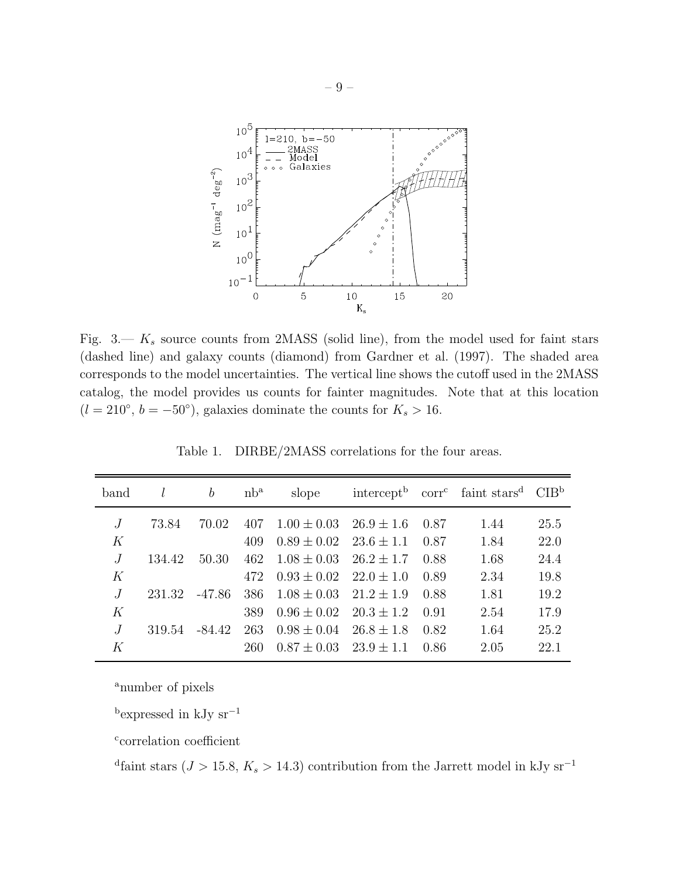Fig. 3.— $K_s$ source counts from 2MASS (solid line), from the model used for faint stars (dashed line) and galaxy counts (diamond) from Gardner et al. (1997). The shaded area corresponds to the model uncertainties. The vertical line shows the cutoff used in the 2MASS catalog, the model provides us counts for fainter magnitudes. Note that at this location ($l = 210°$, $b = -50°$), galaxies dominate the counts for $K_s > 16$.

Table 1. DIRBE/2MASS correlations for the four areas.

| band | $l$ | $b$ | nb[a] | slope | intercept[b] | corr[c] | faint stars[d] | CIB[b] |
|---|---|---|---|---|---|---|---|---|
| $J$ | 73.84 | 70.02 | 407 | $1.00 \pm 0.03$ | $26.9 \pm 1.6$ | 0.87 | 1.44 | 25.5 |
| $K$ | | | 409 | $0.89 \pm 0.02$ | $23.6 \pm 1.1$ | 0.87 | 1.84 | 22.0 |
| $J$ | 134.42 | 50.30 | 462 | $1.08 \pm 0.03$ | $26.2 \pm 1.7$ | 0.88 | 1.68 | 24.4 |
| $K$ | | | 472 | $0.93 \pm 0.02$ | $22.0 \pm 1.0$ | 0.89 | 2.34 | 19.8 |
| $J$ | 231.32 | -47.86 | 386 | $1.08 \pm 0.03$ | $21.2 \pm 1.9$ | 0.88 | 1.81 | 19.2 |
| $K$ | | | 389 | $0.96 \pm 0.02$ | $20.3 \pm 1.2$ | 0.91 | 2.54 | 17.9 |
| $J$ | 319.54 | -84.42 | 263 | $0.98 \pm 0.04$ | $26.8 \pm 1.8$ | 0.82 | 1.64 | 25.2 |
| $K$ | | | 260 | $0.87 \pm 0.03$ | $23.9 \pm 1.1$ | 0.86 | 2.05 | 22.1 |

[a]number of pixels

[b]expressed in kJy sr$^{-1}$

[c]correlation coefficient

[d]faint stars ($J > 15.8$, $K_s > 14.3$) contribution from the Jarrett model in kJy sr$^{-1}$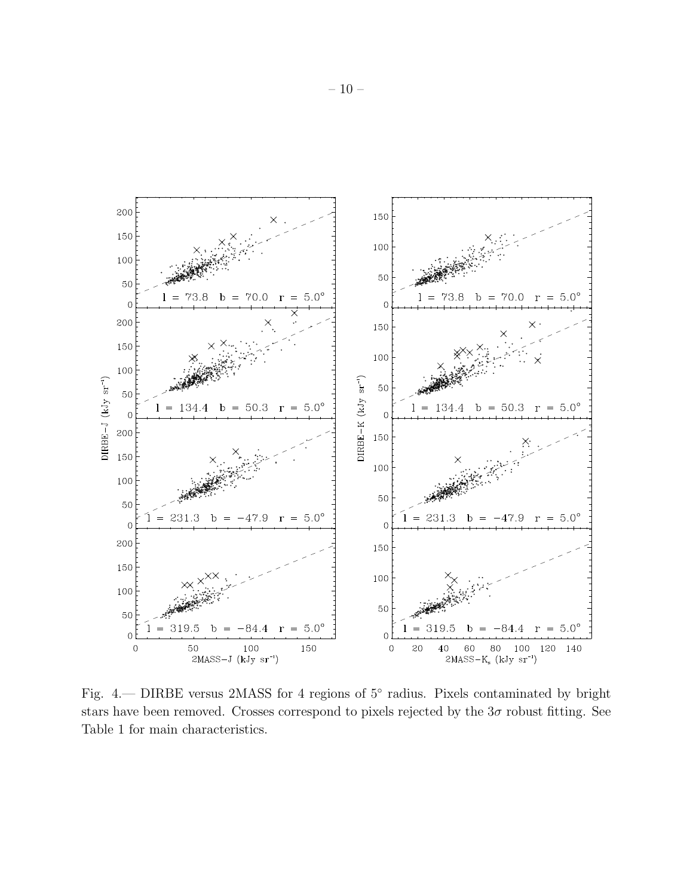Fig. 4.— DIRBE versus 2MASS for 4 regions of 5° radius. Pixels contaminated by bright stars have been removed. Crosses correspond to pixels rejected by the $3\sigma$ robust fitting. See Table 1 for main characteristics.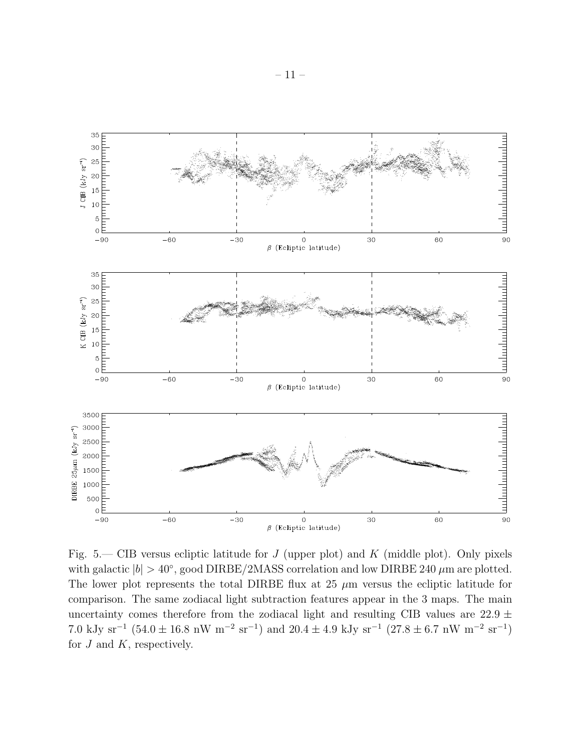Fig. 5.— CIB versus ecliptic latitude for $J$ (upper plot) and $K$ (middle plot). Only pixels with galactic $|b| > 40°$, good DIRBE/2MASS correlation and low DIRBE 240 $\mu$m are plotted. The lower plot represents the total DIRBE flux at 25 $\mu$m versus the ecliptic latitude for comparison. The same zodiacal light subtraction features appear in the 3 maps. The main uncertainty comes therefore from the zodiacal light and resulting CIB values are $22.9 \pm 7.0$ kJy sr$^{-1}$ ($54.0 \pm 16.8$ nW m$^{-2}$ sr$^{-1}$) and $20.4 \pm 4.9$ kJy sr$^{-1}$ ($27.8 \pm 6.7$ nW m$^{-2}$ sr$^{-1}$) for $J$ and $K$, respectively.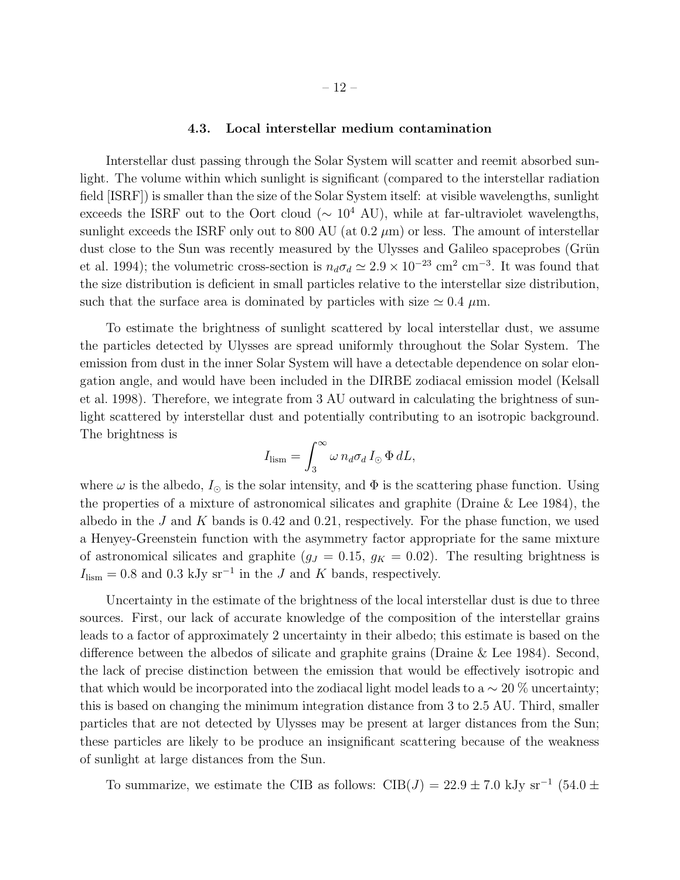### 4.3. Local interstellar medium contamination

Interstellar dust passing through the Solar System will scatter and reemit absorbed sunlight. The volume within which sunlight is significant (compared to the interstellar radiation field [ISRF]) is smaller than the size of the Solar System itself: at visible wavelengths, sunlight exceeds the ISRF out to the Oort cloud ($\sim 10^4$ AU), while at far-ultraviolet wavelengths, sunlight exceeds the ISRF only out to 800 AU (at 0.2 $\mu$m) or less. The amount of interstellar dust close to the Sun was recently measured by the Ulysses and Galileo spaceprobes (Grün et al. 1994); the volumetric cross-section is $n_d \sigma_d \simeq 2.9 \times 10^{-23}$ cm$^2$ cm$^{-3}$. It was found that the size distribution is deficient in small particles relative to the interstellar size distribution, such that the surface area is dominated by particles with size $\simeq 0.4$ $\mu$m.

To estimate the brightness of sunlight scattered by local interstellar dust, we assume the particles detected by Ulysses are spread uniformly throughout the Solar System. The emission from dust in the inner Solar System will have a detectable dependence on solar elongation angle, and would have been included in the DIRBE zodiacal emission model (Kelsall et al. 1998). Therefore, we integrate from 3 AU outward in calculating the brightness of sunlight scattered by interstellar dust and potentially contributing to an isotropic background. The brightness is

$$I_{\rm lism} = \int_3^\infty \omega \, n_d \sigma_d \, I_\odot \, \Phi \, dL,$$

where $\omega$ is the albedo, $I_\odot$ is the solar intensity, and $\Phi$ is the scattering phase function. Using the properties of a mixture of astronomical silicates and graphite (Draine & Lee 1984), the albedo in the $J$ and $K$ bands is 0.42 and 0.21, respectively. For the phase function, we used a Henyey-Greenstein function with the asymmetry factor appropriate for the same mixture of astronomical silicates and graphite ($g_J = 0.15$, $g_K = 0.02$). The resulting brightness is $I_{\rm lism} = 0.8$ and 0.3 kJy sr$^{-1}$ in the $J$ and $K$ bands, respectively.

Uncertainty in the estimate of the brightness of the local interstellar dust is due to three sources. First, our lack of accurate knowledge of the composition of the interstellar grains leads to a factor of approximately 2 uncertainty in their albedo; this estimate is based on the difference between the albedos of silicate and graphite grains (Draine & Lee 1984). Second, the lack of precise distinction between the emission that would be effectively isotropic and that which would be incorporated into the zodiacal light model leads to a $\sim 20$ % uncertainty; this is based on changing the minimum integration distance from 3 to 2.5 AU. Third, smaller particles that are not detected by Ulysses may be present at larger distances from the Sun; these particles are likely to be produce an insignificant scattering because of the weakness of sunlight at large distances from the Sun.

To summarize, we estimate the CIB as follows: CIB($J$) $= 22.9 \pm 7.0$ kJy sr$^{-1}$ (54.0 $\pm$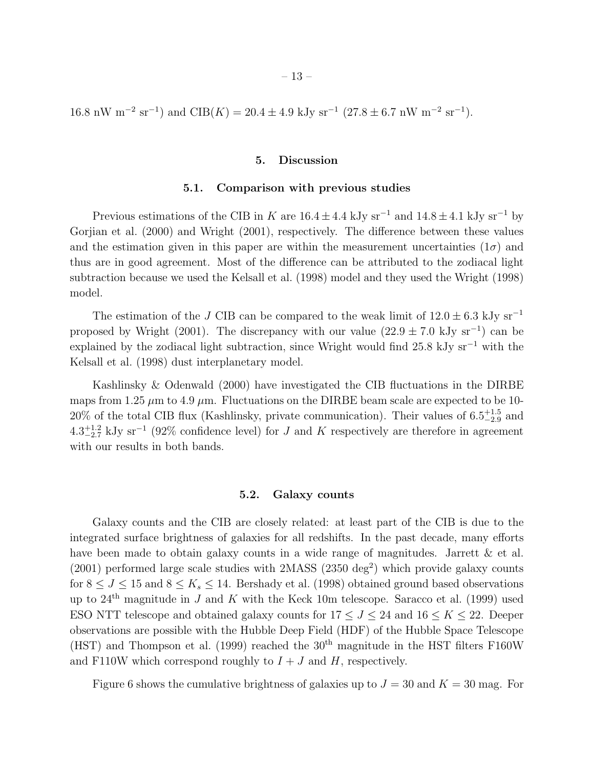16.8 nW m$^{-2}$ sr$^{-1}$) and CIB($K$) = $20.4 \pm 4.9$ kJy sr$^{-1}$ ($27.8 \pm 6.7$ nW m$^{-2}$ sr$^{-1}$).

## 5. Discussion

### 5.1. Comparison with previous studies

Previous estimations of the CIB in $K$ are $16.4 \pm 4.4$ kJy sr$^{-1}$ and $14.8 \pm 4.1$ kJy sr$^{-1}$ by Gorjian et al. (2000) and Wright (2001), respectively. The difference between these values and the estimation given in this paper are within the measurement uncertainties ($1\sigma$) and thus are in good agreement. Most of the difference can be attributed to the zodiacal light subtraction because we used the Kelsall et al. (1998) model and they used the Wright (1998) model.

The estimation of the $J$ CIB can be compared to the weak limit of $12.0 \pm 6.3$ kJy sr$^{-1}$ proposed by Wright (2001). The discrepancy with our value ($22.9 \pm 7.0$ kJy sr$^{-1}$) can be explained by the zodiacal light subtraction, since Wright would find 25.8 kJy sr$^{-1}$ with the Kelsall et al. (1998) dust interplanetary model.

Kashlinsky & Odenwald (2000) have investigated the CIB fluctuations in the DIRBE maps from 1.25 $\mu$m to 4.9 $\mu$m. Fluctuations on the DIRBE beam scale are expected to be 10-20% of the total CIB flux (Kashlinsky, private communication). Their values of $6.5^{+1.5}_{-2.9}$ and $4.3^{+1.2}_{-2.7}$ kJy sr$^{-1}$ (92% confidence level) for $J$ and $K$ respectively are therefore in agreement with our results in both bands.

### 5.2. Galaxy counts

Galaxy counts and the CIB are closely related: at least part of the CIB is due to the integrated surface brightness of galaxies for all redshifts. In the past decade, many efforts have been made to obtain galaxy counts in a wide range of magnitudes. Jarrett & et al. (2001) performed large scale studies with 2MASS (2350 deg$^2$) which provide galaxy counts for $8 \leq J \leq 15$ and $8 \leq K_s \leq 14$. Bershady et al. (1998) obtained ground based observations up to 24$^{\text{th}}$ magnitude in $J$ and $K$ with the Keck 10m telescope. Saracco et al. (1999) used ESO NTT telescope and obtained galaxy counts for $17 \leq J \leq 24$ and $16 \leq K \leq 22$. Deeper observations are possible with the Hubble Deep Field (HDF) of the Hubble Space Telescope (HST) and Thompson et al. (1999) reached the 30$^{\text{th}}$ magnitude in the HST filters F160W and F110W which correspond roughly to $I + J$ and $H$, respectively.

Figure 6 shows the cumulative brightness of galaxies up to $J = 30$ and $K = 30$ mag. For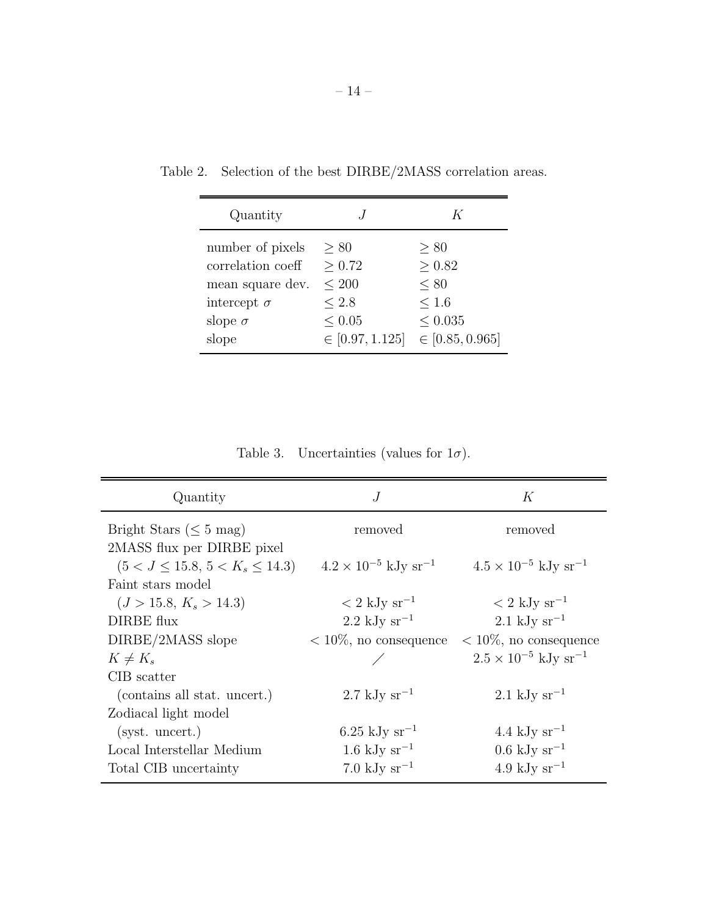Table 2. Selection of the best DIRBE/2MASS correlation areas.

| Quantity | $J$ | $K$ |
|---|---|---|
| number of pixels | $\geq 80$ | $\geq 80$ |
| correlation coeff | $\geq 0.72$ | $\geq 0.82$ |
| mean square dev. | $\leq 200$ | $\leq 80$ |
| intercept $\sigma$ | $\leq 2.8$ | $\leq 1.6$ |
| slope $\sigma$ | $\leq 0.05$ | $\leq 0.035$ |
| slope | $\in [0.97, 1.125]$ | $\in [0.85, 0.965]$ |

Table 3. Uncertainties (values for $1\sigma$).

| Quantity | $J$ | $K$ |
|---|---|---|
| Bright Stars ($\leq 5$ mag) | removed | removed |
| 2MASS flux per DIRBE pixel ($5 < J \leq 15.8$, $5 < K_s \leq 14.3$) | $4.2 \times 10^{-5}$ kJy sr$^{-1}$ | $4.5 \times 10^{-5}$ kJy sr$^{-1}$ |
| Faint stars model ($J > 15.8$, $K_s > 14.3$) | $< 2$ kJy sr$^{-1}$ | $< 2$ kJy sr$^{-1}$ |
| DIRBE flux | 2.2 kJy sr$^{-1}$ | 2.1 kJy sr$^{-1}$ |
| DIRBE/2MASS slope | $< 10\%$, no consequence | $< 10\%$, no consequence |
| $K \neq K_s$ | / | $2.5 \times 10^{-5}$ kJy sr$^{-1}$ |
| CIB scatter (contains all stat. uncert.) | 2.7 kJy sr$^{-1}$ | 2.1 kJy sr$^{-1}$ |
| Zodiacal light model (syst. uncert.) | 6.25 kJy sr$^{-1}$ | 4.4 kJy sr$^{-1}$ |
| Local Interstellar Medium | 1.6 kJy sr$^{-1}$ | 0.6 kJy sr$^{-1}$ |
| Total CIB uncertainty | 7.0 kJy sr$^{-1}$ | 4.9 kJy sr$^{-1}$ |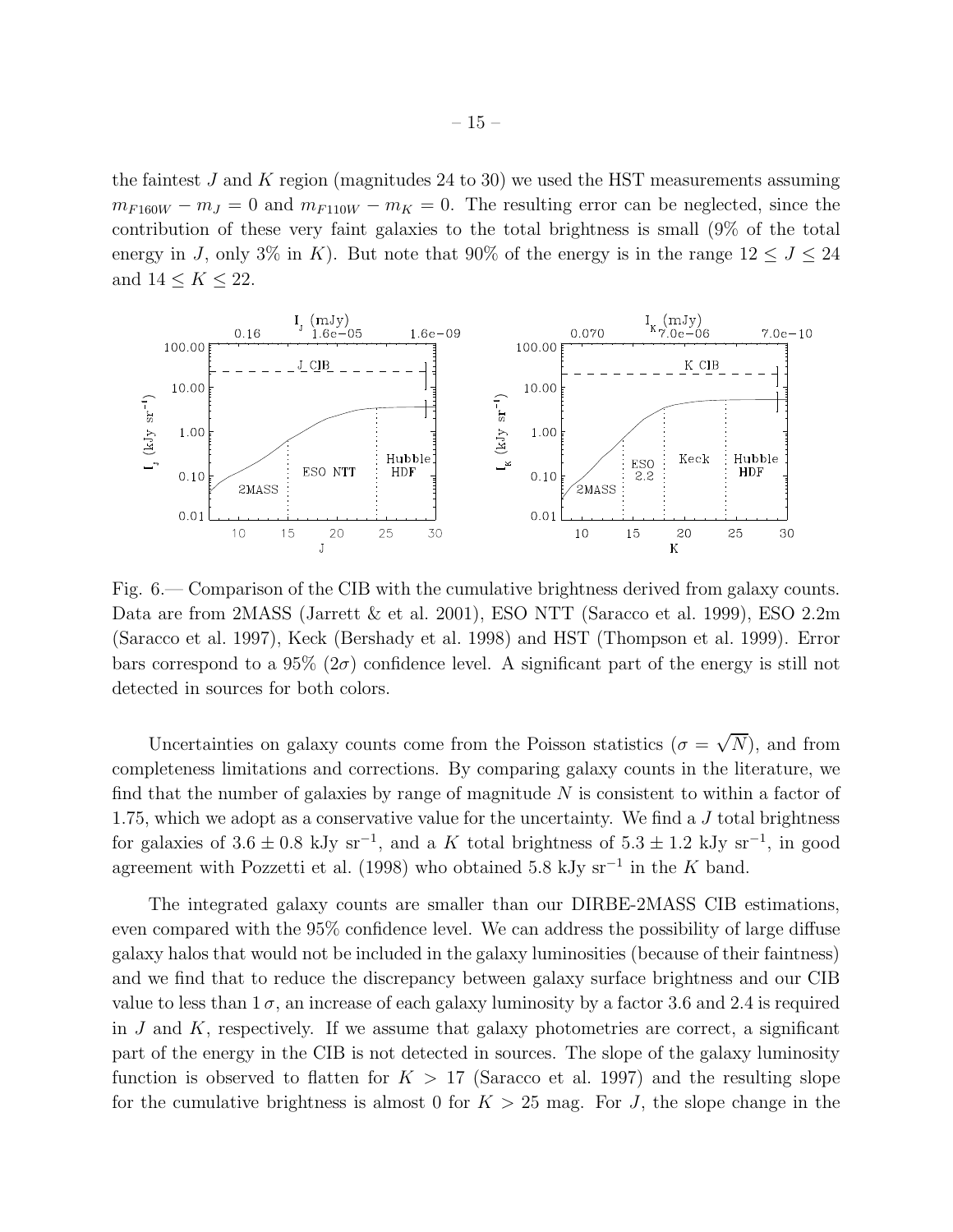the faintest $J$ and $K$ region (magnitudes 24 to 30) we used the HST measurements assuming $m_{F160W} - m_J = 0$ and $m_{F110W} - m_K = 0$. The resulting error can be neglected, since the contribution of these very faint galaxies to the total brightness is small (9% of the total energy in $J$, only 3% in $K$). But note that 90% of the energy is in the range $12 \leq J \leq 24$ and $14 \leq K \leq 22$.

Fig. 6.— Comparison of the CIB with the cumulative brightness derived from galaxy counts. Data are from 2MASS (Jarrett & et al. 2001), ESO NTT (Saracco et al. 1999), ESO 2.2m (Saracco et al. 1997), Keck (Bershady et al. 1998) and HST (Thompson et al. 1999). Error bars correspond to a 95% ($2\sigma$) confidence level. A significant part of the energy is still not detected in sources for both colors.

Uncertainties on galaxy counts come from the Poisson statistics ($\sigma = \sqrt{N}$), and from completeness limitations and corrections. By comparing galaxy counts in the literature, we find that the number of galaxies by range of magnitude $N$ is consistent to within a factor of 1.75, which we adopt as a conservative value for the uncertainty. We find a $J$ total brightness for galaxies of $3.6 \pm 0.8$ kJy sr$^{-1}$, and a $K$ total brightness of $5.3 \pm 1.2$ kJy sr$^{-1}$, in good agreement with Pozzetti et al. (1998) who obtained 5.8 kJy sr$^{-1}$ in the $K$ band.

The integrated galaxy counts are smaller than our DIRBE-2MASS CIB estimations, even compared with the 95% confidence level. We can address the possibility of large diffuse galaxy halos that would not be included in the galaxy luminosities (because of their faintness) and we find that to reduce the discrepancy between galaxy surface brightness and our CIB value to less than $1\,\sigma$, an increase of each galaxy luminosity by a factor 3.6 and 2.4 is required in $J$ and $K$, respectively. If we assume that galaxy photometries are correct, a significant part of the energy in the CIB is not detected in sources. The slope of the galaxy luminosity function is observed to flatten for $K > 17$ (Saracco et al. 1997) and the resulting slope for the cumulative brightness is almost 0 for $K > 25$ mag. For $J$, the slope change in the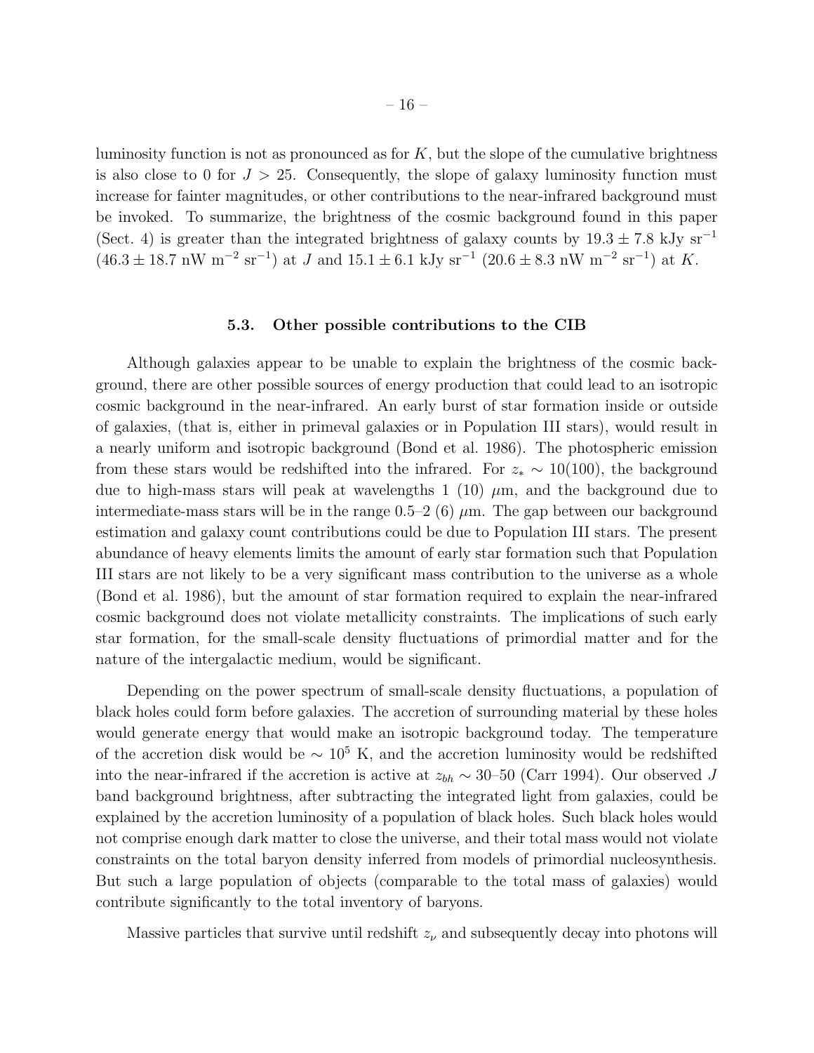luminosity function is not as pronounced as for $K$, but the slope of the cumulative brightness is also close to 0 for $J > 25$. Consequently, the slope of galaxy luminosity function must increase for fainter magnitudes, or other contributions to the near-infrared background must be invoked. To summarize, the brightness of the cosmic background found in this paper (Sect. 4) is greater than the integrated brightness of galaxy counts by $19.3 \pm 7.8$ kJy sr$^{-1}$ ($46.3 \pm 18.7$ nW m$^{-2}$ sr$^{-1}$) at $J$ and $15.1 \pm 6.1$ kJy sr$^{-1}$ ($20.6 \pm 8.3$ nW m$^{-2}$ sr$^{-1}$) at $K$.

### 5.3. Other possible contributions to the CIB

Although galaxies appear to be unable to explain the brightness of the cosmic background, there are other possible sources of energy production that could lead to an isotropic cosmic background in the near-infrared. An early burst of star formation inside or outside of galaxies, (that is, either in primeval galaxies or in Population III stars), would result in a nearly uniform and isotropic background (Bond et al. 1986). The photospheric emission from these stars would be redshifted into the infrared. For $z_* \sim 10(100)$, the background due to high-mass stars will peak at wavelengths 1 (10) $\mu$m, and the background due to intermediate-mass stars will be in the range 0.5–2 (6) $\mu$m. The gap between our background estimation and galaxy count contributions could be due to Population III stars. The present abundance of heavy elements limits the amount of early star formation such that Population III stars are not likely to be a very significant mass contribution to the universe as a whole (Bond et al. 1986), but the amount of star formation required to explain the near-infrared cosmic background does not violate metallicity constraints. The implications of such early star formation, for the small-scale density fluctuations of primordial matter and for the nature of the intergalactic medium, would be significant.

Depending on the power spectrum of small-scale density fluctuations, a population of black holes could form before galaxies. The accretion of surrounding material by these holes would generate energy that would make an isotropic background today. The temperature of the accretion disk would be $\sim 10^5$ K, and the accretion luminosity would be redshifted into the near-infrared if the accretion is active at $z_{bh} \sim 30$–$50$ (Carr 1994). Our observed $J$ band background brightness, after subtracting the integrated light from galaxies, could be explained by the accretion luminosity of a population of black holes. Such black holes would not comprise enough dark matter to close the universe, and their total mass would not violate constraints on the total baryon density inferred from models of primordial nucleosynthesis. But such a large population of objects (comparable to the total mass of galaxies) would contribute significantly to the total inventory of baryons.

Massive particles that survive until redshift $z_\nu$ and subsequently decay into photons will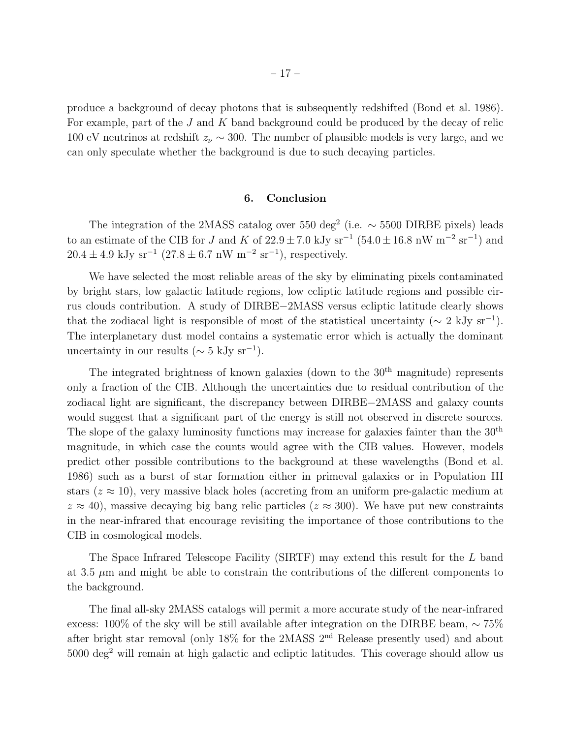produce a background of decay photons that is subsequently redshifted (Bond et al. 1986). For example, part of the $J$ and $K$ band background could be produced by the decay of relic 100 eV neutrinos at redshift $z_\nu \sim 300$. The number of plausible models is very large, and we can only speculate whether the background is due to such decaying particles.

## 6. Conclusion

The integration of the 2MASS catalog over 550 deg$^2$ (i.e. $\sim$ 5500 DIRBE pixels) leads to an estimate of the CIB for $J$ and $K$ of $22.9 \pm 7.0$ kJy sr$^{-1}$ ($54.0 \pm 16.8$ nW m$^{-2}$ sr$^{-1}$) and $20.4 \pm 4.9$ kJy sr$^{-1}$ ($27.8 \pm 6.7$ nW m$^{-2}$ sr$^{-1}$), respectively.

We have selected the most reliable areas of the sky by eliminating pixels contaminated by bright stars, low galactic latitude regions, low ecliptic latitude regions and possible cirrus clouds contribution. A study of DIRBE$-$2MASS versus ecliptic latitude clearly shows that the zodiacal light is responsible of most of the statistical uncertainty ($\sim$ 2 kJy sr$^{-1}$). The interplanetary dust model contains a systematic error which is actually the dominant uncertainty in our results ($\sim$ 5 kJy sr$^{-1}$).

The integrated brightness of known galaxies (down to the 30$^{\rm th}$ magnitude) represents only a fraction of the CIB. Although the uncertainties due to residual contribution of the zodiacal light are significant, the discrepancy between DIRBE$-$2MASS and galaxy counts would suggest that a significant part of the energy is still not observed in discrete sources. The slope of the galaxy luminosity functions may increase for galaxies fainter than the 30$^{\rm th}$ magnitude, in which case the counts would agree with the CIB values. However, models predict other possible contributions to the background at these wavelengths (Bond et al. 1986) such as a burst of star formation either in primeval galaxies or in Population III stars ($z \approx 10$), very massive black holes (accreting from an uniform pre-galactic medium at $z \approx 40$), massive decaying big bang relic particles ($z \approx 300$). We have put new constraints in the near-infrared that encourage revisiting the importance of those contributions to the CIB in cosmological models.

The Space Infrared Telescope Facility (SIRTF) may extend this result for the $L$ band at 3.5 $\mu$m and might be able to constrain the contributions of the different components to the background.

The final all-sky 2MASS catalogs will permit a more accurate study of the near-infrared excess: 100% of the sky will be still available after integration on the DIRBE beam, $\sim$ 75% after bright star removal (only 18% for the 2MASS 2$^{\rm nd}$ Release presently used) and about 5000 deg$^2$ will remain at high galactic and ecliptic latitudes. This coverage should allow us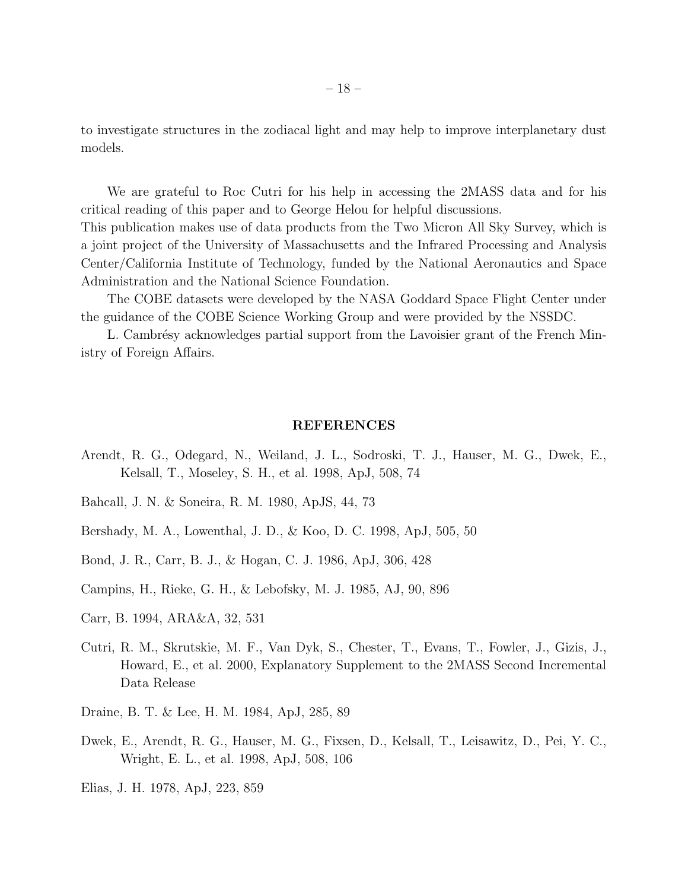to investigate structures in the zodiacal light and may help to improve interplanetary dust models.

We are grateful to Roc Cutri for his help in accessing the 2MASS data and for his critical reading of this paper and to George Helou for helpful discussions.
This publication makes use of data products from the Two Micron All Sky Survey, which is a joint project of the University of Massachusetts and the Infrared Processing and Analysis Center/California Institute of Technology, funded by the National Aeronautics and Space Administration and the National Science Foundation.

The COBE datasets were developed by the NASA Goddard Space Flight Center under the guidance of the COBE Science Working Group and were provided by the NSSDC.

L. Cambrésy acknowledges partial support from the Lavoisier grant of the French Ministry of Foreign Affairs.

## REFERENCES

Arendt, R. G., Odegard, N., Weiland, J. L., Sodroski, T. J., Hauser, M. G., Dwek, E., Kelsall, T., Moseley, S. H., et al. 1998, ApJ, 508, 74

Bahcall, J. N. & Soneira, R. M. 1980, ApJS, 44, 73

Bershady, M. A., Lowenthal, J. D., & Koo, D. C. 1998, ApJ, 505, 50

Bond, J. R., Carr, B. J., & Hogan, C. J. 1986, ApJ, 306, 428

Campins, H., Rieke, G. H., & Lebofsky, M. J. 1985, AJ, 90, 896

Carr, B. 1994, ARA&A, 32, 531

Cutri, R. M., Skrutskie, M. F., Van Dyk, S., Chester, T., Evans, T., Fowler, J., Gizis, J., Howard, E., et al. 2000, Explanatory Supplement to the 2MASS Second Incremental Data Release

Draine, B. T. & Lee, H. M. 1984, ApJ, 285, 89

Dwek, E., Arendt, R. G., Hauser, M. G., Fixsen, D., Kelsall, T., Leisawitz, D., Pei, Y. C., Wright, E. L., et al. 1998, ApJ, 508, 106

Elias, J. H. 1978, ApJ, 223, 859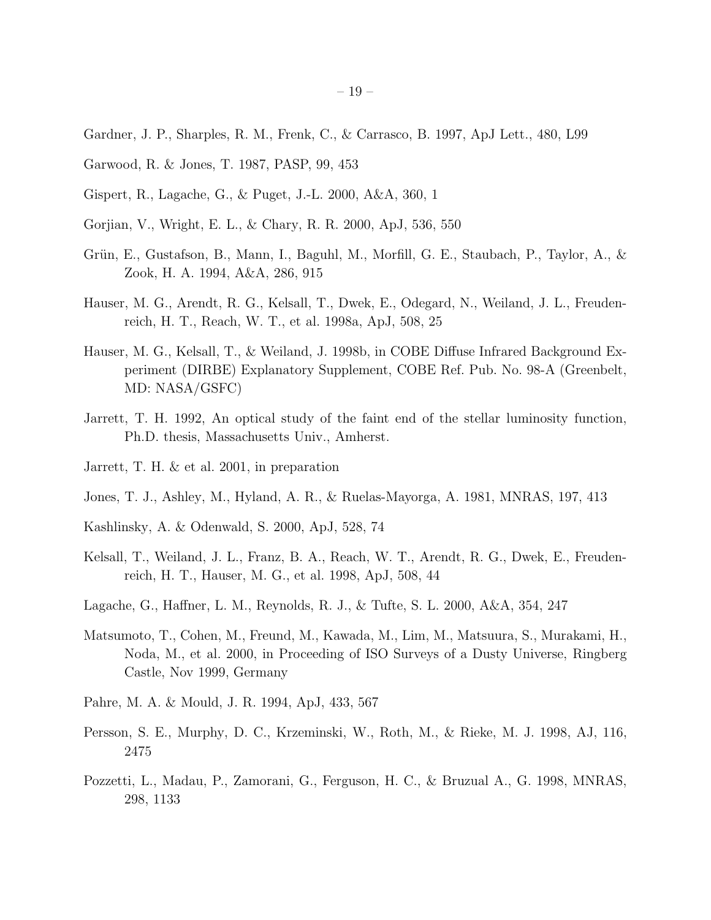Gardner, J. P., Sharples, R. M., Frenk, C., & Carrasco, B. 1997, ApJ Lett., 480, L99

Garwood, R. & Jones, T. 1987, PASP, 99, 453

Gispert, R., Lagache, G., & Puget, J.-L. 2000, A&A, 360, 1

Gorjian, V., Wright, E. L., & Chary, R. R. 2000, ApJ, 536, 550

Grün, E., Gustafson, B., Mann, I., Baguhl, M., Morfill, G. E., Staubach, P., Taylor, A., & Zook, H. A. 1994, A&A, 286, 915

Hauser, M. G., Arendt, R. G., Kelsall, T., Dwek, E., Odegard, N., Weiland, J. L., Freudenreich, H. T., Reach, W. T., et al. 1998a, ApJ, 508, 25

Hauser, M. G., Kelsall, T., & Weiland, J. 1998b, in COBE Diffuse Infrared Background Experiment (DIRBE) Explanatory Supplement, COBE Ref. Pub. No. 98-A (Greenbelt, MD: NASA/GSFC)

Jarrett, T. H. 1992, An optical study of the faint end of the stellar luminosity function, Ph.D. thesis, Massachusetts Univ., Amherst.

Jarrett, T. H. & et al. 2001, in preparation

Jones, T. J., Ashley, M., Hyland, A. R., & Ruelas-Mayorga, A. 1981, MNRAS, 197, 413

Kashlinsky, A. & Odenwald, S. 2000, ApJ, 528, 74

Kelsall, T., Weiland, J. L., Franz, B. A., Reach, W. T., Arendt, R. G., Dwek, E., Freudenreich, H. T., Hauser, M. G., et al. 1998, ApJ, 508, 44

Lagache, G., Haffner, L. M., Reynolds, R. J., & Tufte, S. L. 2000, A&A, 354, 247

Matsumoto, T., Cohen, M., Freund, M., Kawada, M., Lim, M., Matsuura, S., Murakami, H., Noda, M., et al. 2000, in Proceeding of ISO Surveys of a Dusty Universe, Ringberg Castle, Nov 1999, Germany

Pahre, M. A. & Mould, J. R. 1994, ApJ, 433, 567

Persson, S. E., Murphy, D. C., Krzeminski, W., Roth, M., & Rieke, M. J. 1998, AJ, 116, 2475

Pozzetti, L., Madau, P., Zamorani, G., Ferguson, H. C., & Bruzual A., G. 1998, MNRAS, 298, 1133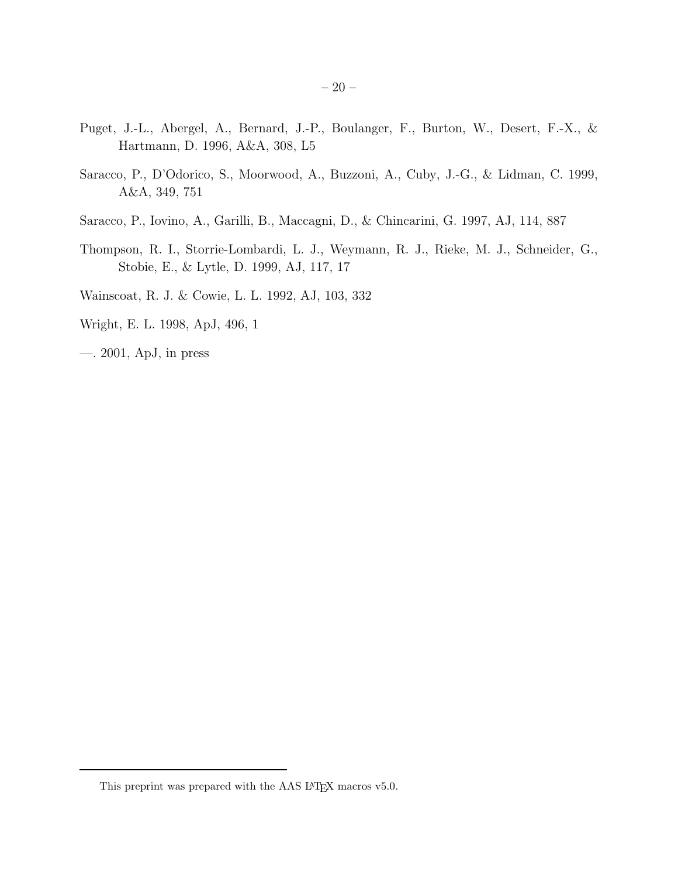Puget, J.-L., Abergel, A., Bernard, J.-P., Boulanger, F., Burton, W., Desert, F.-X., & Hartmann, D. 1996, A&A, 308, L5

Saracco, P., D'Odorico, S., Moorwood, A., Buzzoni, A., Cuby, J.-G., & Lidman, C. 1999, A&A, 349, 751

Saracco, P., Iovino, A., Garilli, B., Maccagni, D., & Chincarini, G. 1997, AJ, 114, 887

Thompson, R. I., Storrie-Lombardi, L. J., Weymann, R. J., Rieke, M. J., Schneider, G., Stobie, E., & Lytle, D. 1999, AJ, 117, 17

Wainscoat, R. J. & Cowie, L. L. 1992, AJ, 103, 332

Wright, E. L. 1998, ApJ, 496, 1

—. 2001, ApJ, in press

This preprint was prepared with the AAS LaTeX macros v5.0.